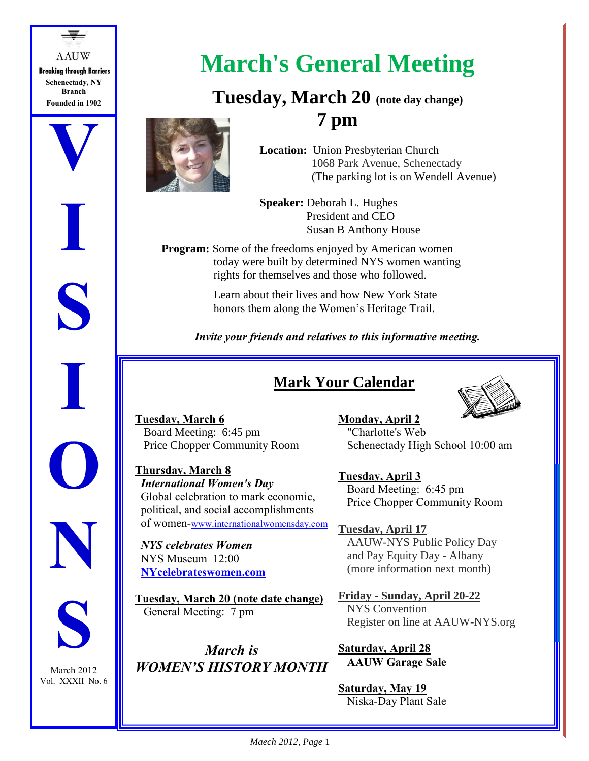AAUW
**Breaking through Barriers**
**Schenectady, NY Branch**
**Founded in 1902**

# VISIONS

March 2012
Vol. XXXII No. 6

# March's General Meeting

## Tuesday, March 20 (note day change)
## 7 pm

**Location:** Union Presbyterian Church
1068 Park Avenue, Schenectady
(The parking lot is on Wendell Avenue)

**Speaker:** Deborah L. Hughes
President and CEO
Susan B Anthony House

**Program:** Some of the freedoms enjoyed by American women today were built by determined NYS women wanting rights for themselves and those who followed.

Learn about their lives and how New York State honors them along the Women's Heritage Trail.

***Invite your friends and relatives to this informative meeting.***

## Mark Your Calendar

**Tuesday, March 6**
Board Meeting: 6:45 pm
Price Chopper Community Room

**Thursday, March 8**
***International Women's Day***
Global celebration to mark economic, political, and social accomplishments of women-www.internationalwomensday.com

***NYS celebrates Women***
NYS Museum 12:00
**NYcelebrateswomen.com**

**Tuesday, March 20 (note date change)**
General Meeting: 7 pm

*March is*
***WOMEN'S HISTORY MONTH***

**Monday, April 2**
"Charlotte's Web
Schenectady High School 10:00 am

**Tuesday, April 3**
Board Meeting: 6:45 pm
Price Chopper Community Room

**Tuesday, April 17**
AAUW-NYS Public Policy Day and Pay Equity Day - Albany
(more information next month)

**Friday - Sunday, April 20-22**
NYS Convention
Register on line at AAUW-NYS.org

**Saturday, April 28**
**AAUW Garage Sale**

**Saturday, May 19**
Niska-Day Plant Sale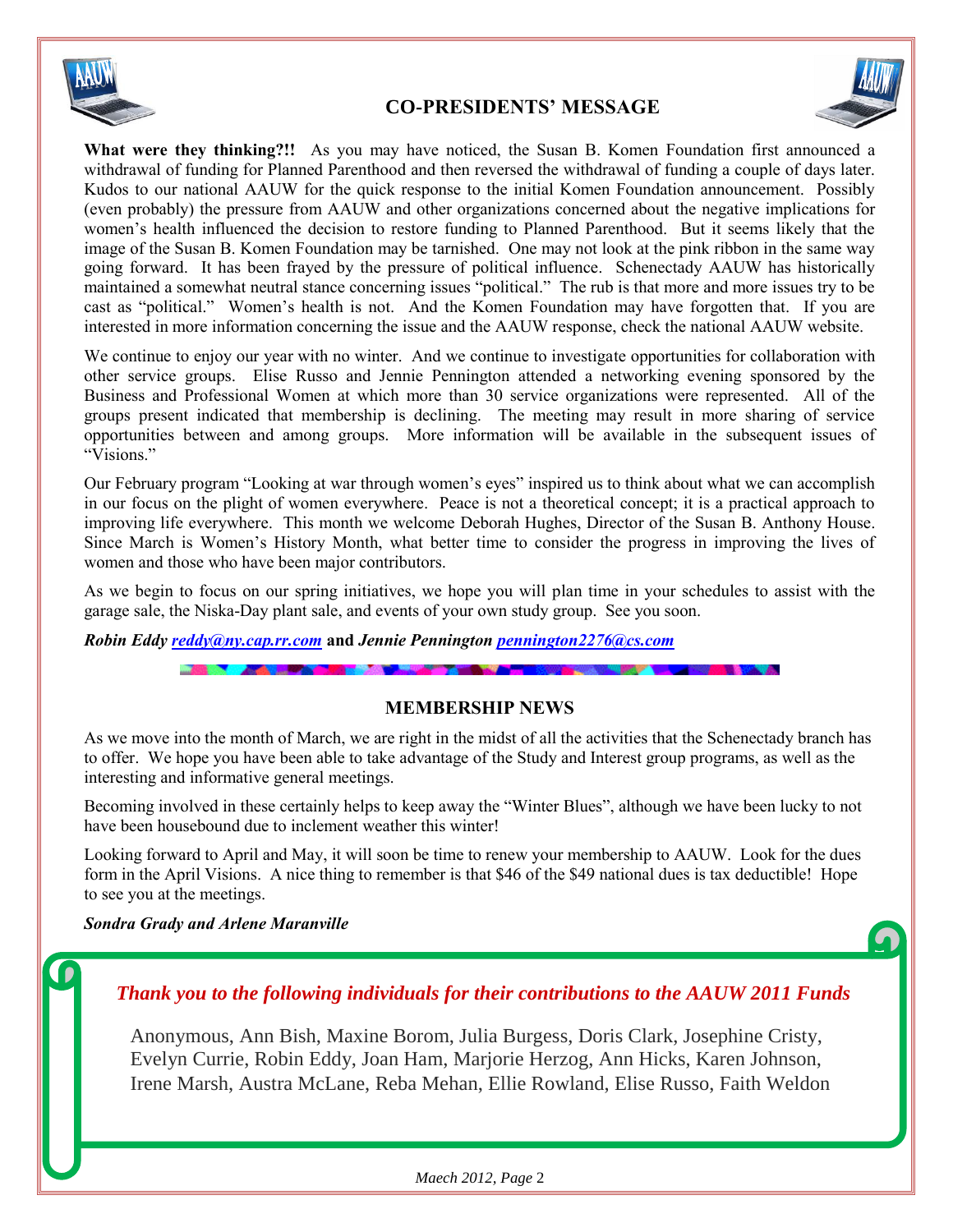## CO-PRESIDENTS' MESSAGE

**What were they thinking?!!** As you may have noticed, the Susan B. Komen Foundation first announced a withdrawal of funding for Planned Parenthood and then reversed the withdrawal of funding a couple of days later. Kudos to our national AAUW for the quick response to the initial Komen Foundation announcement. Possibly (even probably) the pressure from AAUW and other organizations concerned about the negative implications for women's health influenced the decision to restore funding to Planned Parenthood. But it seems likely that the image of the Susan B. Komen Foundation may be tarnished. One may not look at the pink ribbon in the same way going forward. It has been frayed by the pressure of political influence. Schenectady AAUW has historically maintained a somewhat neutral stance concerning issues "political." The rub is that more and more issues try to be cast as "political." Women's health is not. And the Komen Foundation may have forgotten that. If you are interested in more information concerning the issue and the AAUW response, check the national AAUW website.

We continue to enjoy our year with no winter. And we continue to investigate opportunities for collaboration with other service groups. Elise Russo and Jennie Pennington attended a networking evening sponsored by the Business and Professional Women at which more than 30 service organizations were represented. All of the groups present indicated that membership is declining. The meeting may result in more sharing of service opportunities between and among groups. More information will be available in the subsequent issues of "Visions."

Our February program "Looking at war through women's eyes" inspired us to think about what we can accomplish in our focus on the plight of women everywhere. Peace is not a theoretical concept; it is a practical approach to improving life everywhere. This month we welcome Deborah Hughes, Director of the Susan B. Anthony House. Since March is Women's History Month, what better time to consider the progress in improving the lives of women and those who have been major contributors.

As we begin to focus on our spring initiatives, we hope you will plan time in your schedules to assist with the garage sale, the Niska-Day plant sale, and events of your own study group. See you soon.

***Robin Eddy** [reddy@ny.cap.rr.com](mailto:reddy@ny.cap.rr.com)* **and** ***Jennie Pennington** [pennington2276@cs.com](mailto:pennington2276@cs.com)*

## MEMBERSHIP NEWS

As we move into the month of March, we are right in the midst of all the activities that the Schenectady branch has to offer. We hope you have been able to take advantage of the Study and Interest group programs, as well as the interesting and informative general meetings.

Becoming involved in these certainly helps to keep away the "Winter Blues", although we have been lucky to not have been housebound due to inclement weather this winter!

Looking forward to April and May, it will soon be time to renew your membership to AAUW. Look for the dues form in the April Visions. A nice thing to remember is that $46 of the $49 national dues is tax deductible! Hope to see you at the meetings.

***Sondra Grady and Arlene Maranville***

*Thank you to the following individuals for their contributions to the AAUW 2011 Funds*

Anonymous, Ann Bish, Maxine Borom, Julia Burgess, Doris Clark, Josephine Cristy, Evelyn Currie, Robin Eddy, Joan Ham, Marjorie Herzog, Ann Hicks, Karen Johnson, Irene Marsh, Austra McLane, Reba Mehan, Ellie Rowland, Elise Russo, Faith Weldon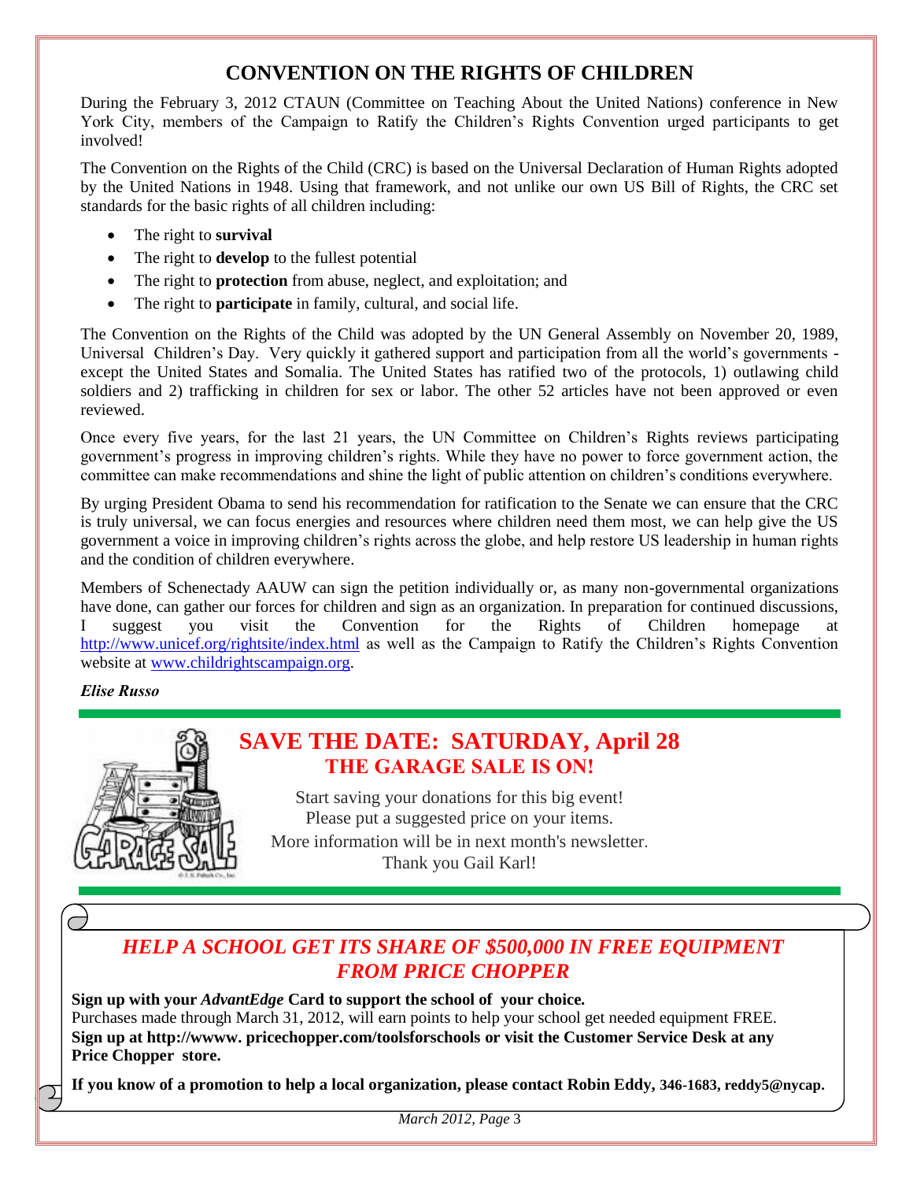## CONVENTION ON THE RIGHTS OF CHILDREN

During the February 3, 2012 CTAUN (Committee on Teaching About the United Nations) conference in New York City, members of the Campaign to Ratify the Children's Rights Convention urged participants to get involved!

The Convention on the Rights of the Child (CRC) is based on the Universal Declaration of Human Rights adopted by the United Nations in 1948. Using that framework, and not unlike our own US Bill of Rights, the CRC set standards for the basic rights of all children including:

- The right to **survival**
- The right to **develop** to the fullest potential
- The right to **protection** from abuse, neglect, and exploitation; and
- The right to **participate** in family, cultural, and social life.

The Convention on the Rights of the Child was adopted by the UN General Assembly on November 20, 1989, Universal Children's Day. Very quickly it gathered support and participation from all the world's governments - except the United States and Somalia. The United States has ratified two of the protocols, 1) outlawing child soldiers and 2) trafficking in children for sex or labor. The other 52 articles have not been approved or even reviewed.

Once every five years, for the last 21 years, the UN Committee on Children's Rights reviews participating government's progress in improving children's rights. While they have no power to force government action, the committee can make recommendations and shine the light of public attention on children's conditions everywhere.

By urging President Obama to send his recommendation for ratification to the Senate we can ensure that the CRC is truly universal, we can focus energies and resources where children need them most, we can help give the US government a voice in improving children's rights across the globe, and help restore US leadership in human rights and the condition of children everywhere.

Members of Schenectady AAUW can sign the petition individually or, as many non-governmental organizations have done, can gather our forces for children and sign as an organization. In preparation for continued discussions, I suggest you visit the Convention for the Rights of Children homepage at http://www.unicef.org/rightsite/index.html as well as the Campaign to Ratify the Children's Rights Convention website at www.childrightscampaign.org.

***Elise Russo***

## SAVE THE DATE: SATURDAY, April 28

### THE GARAGE SALE IS ON!

Start saving your donations for this big event!
Please put a suggested price on your items.
More information will be in next month's newsletter.
Thank you Gail Karl!

## *HELP A SCHOOL GET ITS SHARE OF $500,000 IN FREE EQUIPMENT FROM PRICE CHOPPER*

**Sign up with your *AdvantEdge* Card to support the school of your choice.**
Purchases made through March 31, 2012, will earn points to help your school get needed equipment FREE.
**Sign up at http://wwww. pricechopper.com/toolsforschools or visit the Customer Service Desk at any Price Chopper store.**

**If you know of a promotion to help a local organization, please contact Robin Eddy, 346-1683, reddy5@nycap.**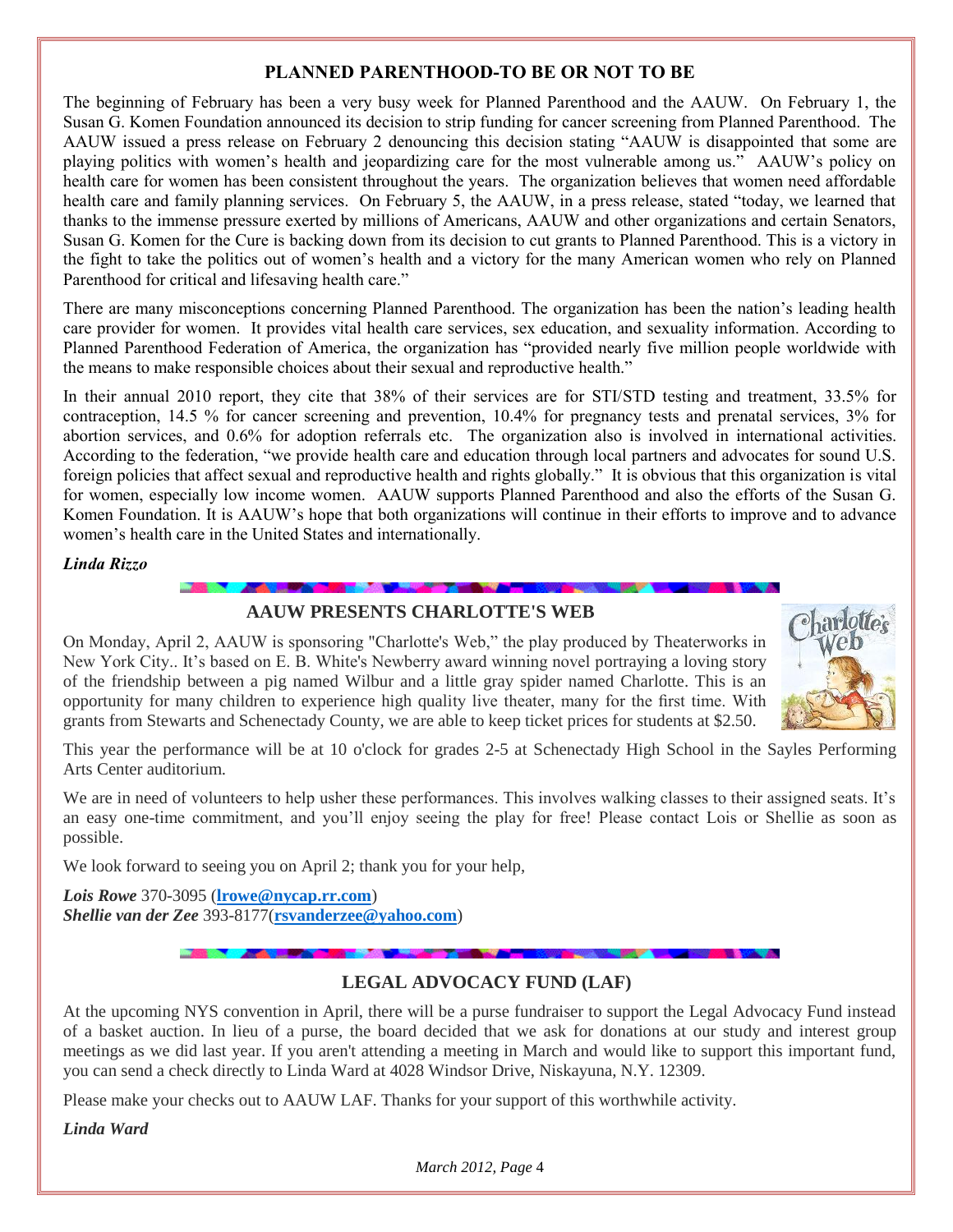## PLANNED PARENTHOOD-TO BE OR NOT TO BE

The beginning of February has been a very busy week for Planned Parenthood and the AAUW. On February 1, the Susan G. Komen Foundation announced its decision to strip funding for cancer screening from Planned Parenthood. The AAUW issued a press release on February 2 denouncing this decision stating "AAUW is disappointed that some are playing politics with women's health and jeopardizing care for the most vulnerable among us." AAUW's policy on health care for women has been consistent throughout the years. The organization believes that women need affordable health care and family planning services. On February 5, the AAUW, in a press release, stated "today, we learned that thanks to the immense pressure exerted by millions of Americans, AAUW and other organizations and certain Senators, Susan G. Komen for the Cure is backing down from its decision to cut grants to Planned Parenthood. This is a victory in the fight to take the politics out of women's health and a victory for the many American women who rely on Planned Parenthood for critical and lifesaving health care."

There are many misconceptions concerning Planned Parenthood. The organization has been the nation's leading health care provider for women. It provides vital health care services, sex education, and sexuality information. According to Planned Parenthood Federation of America, the organization has "provided nearly five million people worldwide with the means to make responsible choices about their sexual and reproductive health."

In their annual 2010 report, they cite that 38% of their services are for STI/STD testing and treatment, 33.5% for contraception, 14.5 % for cancer screening and prevention, 10.4% for pregnancy tests and prenatal services, 3% for abortion services, and 0.6% for adoption referrals etc. The organization also is involved in international activities. According to the federation, "we provide health care and education through local partners and advocates for sound U.S. foreign policies that affect sexual and reproductive health and rights globally." It is obvious that this organization is vital for women, especially low income women. AAUW supports Planned Parenthood and also the efforts of the Susan G. Komen Foundation. It is AAUW's hope that both organizations will continue in their efforts to improve and to advance women's health care in the United States and internationally.

***Linda Rizzo***

## AAUW PRESENTS CHARLOTTE'S WEB

On Monday, April 2, AAUW is sponsoring "Charlotte's Web," the play produced by Theaterworks in New York City.. It's based on E. B. White's Newberry award winning novel portraying a loving story of the friendship between a pig named Wilbur and a little gray spider named Charlotte. This is an opportunity for many children to experience high quality live theater, many for the first time. With grants from Stewarts and Schenectady County, we are able to keep ticket prices for students at $2.50.

This year the performance will be at 10 o'clock for grades 2-5 at Schenectady High School in the Sayles Performing Arts Center auditorium.

We are in need of volunteers to help usher these performances. This involves walking classes to their assigned seats. It's an easy one-time commitment, and you'll enjoy seeing the play for free! Please contact Lois or Shellie as soon as possible.

We look forward to seeing you on April 2; thank you for your help,

***Lois Rowe*** 370-3095 (**lrowe@nycap.rr.com**)
***Shellie van der Zee*** 393-8177(**rsvanderzee@yahoo.com**)

## LEGAL ADVOCACY FUND (LAF)

At the upcoming NYS convention in April, there will be a purse fundraiser to support the Legal Advocacy Fund instead of a basket auction. In lieu of a purse, the board decided that we ask for donations at our study and interest group meetings as we did last year. If you aren't attending a meeting in March and would like to support this important fund, you can send a check directly to Linda Ward at 4028 Windsor Drive, Niskayuna, N.Y. 12309.

Please make your checks out to AAUW LAF. Thanks for your support of this worthwhile activity.

***Linda Ward***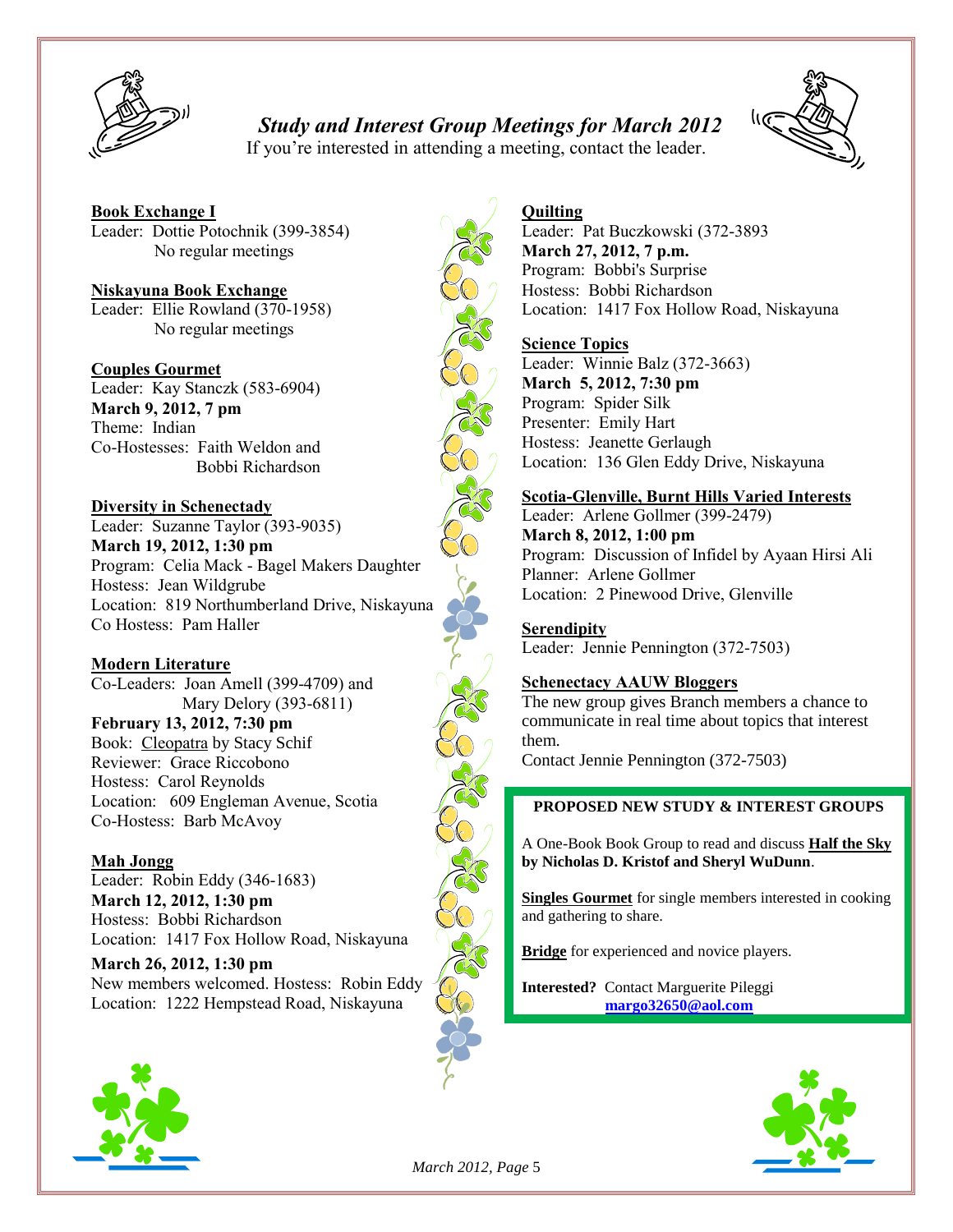## *Study and Interest Group Meetings for March 2012*

If you're interested in attending a meeting, contact the leader.

**Book Exchange I**
Leader: Dottie Potochnik (399-3854)
No regular meetings

**Niskayuna Book Exchange**
Leader: Ellie Rowland (370-1958)
No regular meetings

**Couples Gourmet**
Leader: Kay Stanczk (583-6904)
**March 9, 2012, 7 pm**
Theme: Indian
Co-Hostesses: Faith Weldon and Bobbi Richardson

**Diversity in Schenectady**
Leader: Suzanne Taylor (393-9035)
**March 19, 2012, 1:30 pm**
Program: Celia Mack - Bagel Makers Daughter
Hostess: Jean Wildgrube
Location: 819 Northumberland Drive, Niskayuna
Co Hostess: Pam Haller

**Modern Literature**
Co-Leaders: Joan Amell (399-4709) and Mary Delory (393-6811)
**February 13, 2012, 7:30 pm**
Book: Cleopatra by Stacy Schif
Reviewer: Grace Riccobono
Hostess: Carol Reynolds
Location: 609 Engleman Avenue, Scotia
Co-Hostess: Barb McAvoy

**Mah Jongg**
Leader: Robin Eddy (346-1683)
**March 12, 2012, 1:30 pm**
Hostess: Bobbi Richardson
Location: 1417 Fox Hollow Road, Niskayuna
**March 26, 2012, 1:30 pm**
New members welcomed. Hostess: Robin Eddy
Location: 1222 Hempstead Road, Niskayuna

**Quilting**
Leader: Pat Buczkowski (372-3893
**March 27, 2012, 7 p.m.**
Program: Bobbi's Surprise
Hostess: Bobbi Richardson
Location: 1417 Fox Hollow Road, Niskayuna

**Science Topics**
Leader: Winnie Balz (372-3663)
**March 5, 2012, 7:30 pm**
Program: Spider Silk
Presenter: Emily Hart
Hostess: Jeanette Gerlaugh
Location: 136 Glen Eddy Drive, Niskayuna

**Scotia-Glenville, Burnt Hills Varied Interests**
Leader: Arlene Gollmer (399-2479)
**March 8, 2012, 1:00 pm**
Program: Discussion of Infidel by Ayaan Hirsi Ali
Planner: Arlene Gollmer
Location: 2 Pinewood Drive, Glenville

**Serendipity**
Leader: Jennie Pennington (372-7503)

**Schenectacy AAUW Bloggers**
The new group gives Branch members a chance to communicate in real time about topics that interest them.
Contact Jennie Pennington (372-7503)

**PROPOSED NEW STUDY & INTEREST GROUPS**

A One-Book Book Group to read and discuss **Half the Sky by Nicholas D. Kristof and Sheryl WuDunn**.

**Singles Gourmet** for single members interested in cooking and gathering to share.

**Bridge** for experienced and novice players.

**Interested?** Contact Marguerite Pileggi
**margo32650@aol.com**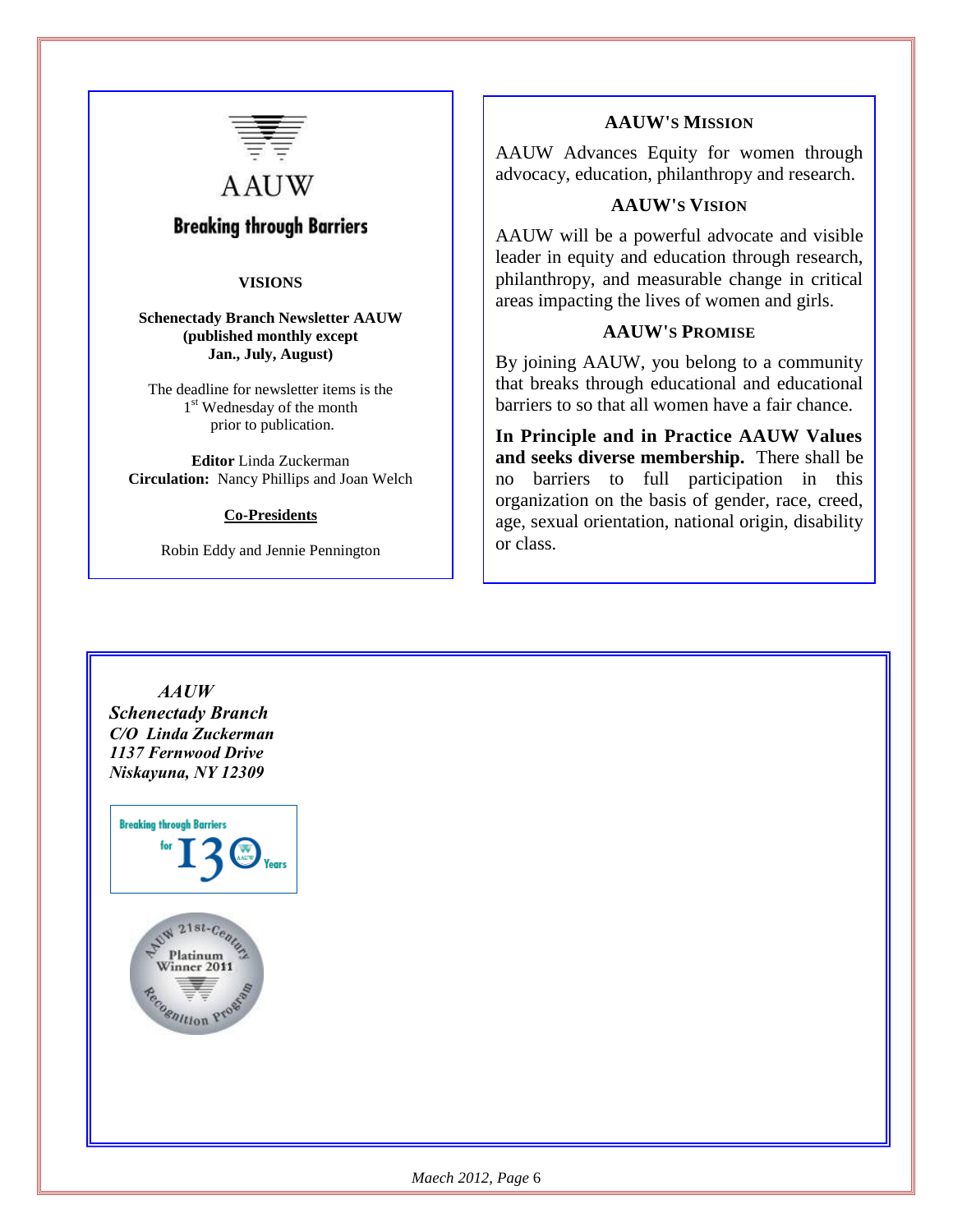AAUW

**Breaking through Barriers**

**VISIONS**

**Schenectady Branch Newsletter AAUW (published monthly except Jan., July, August)**

The deadline for newsletter items is the 1st Wednesday of the month prior to publication.

**Editor** Linda Zuckerman
**Circulation:** Nancy Phillips and Joan Welch

**Co-Presidents**

Robin Eddy and Jennie Pennington

**AAUW'S MISSION**

AAUW Advances Equity for women through advocacy, education, philanthropy and research.

**AAUW'S VISION**

AAUW will be a powerful advocate and visible leader in equity and education through research, philanthropy, and measurable change in critical areas impacting the lives of women and girls.

**AAUW'S PROMISE**

By joining AAUW, you belong to a community that breaks through educational and educational barriers to so that all women have a fair chance.

**In Principle and in Practice AAUW Values and seeks diverse membership.** There shall be no barriers to full participation in this organization on the basis of gender, race, creed, age, sexual orientation, national origin, disability or class.

***AAUW***
***Schenectady Branch***
***C/O Linda Zuckerman***
***1137 Fernwood Drive***
***Niskayuna, NY 12309***

Breaking through Barriers for 130 Years

AAUW 21st-Century Platinum Winner 2011 Recognition Program